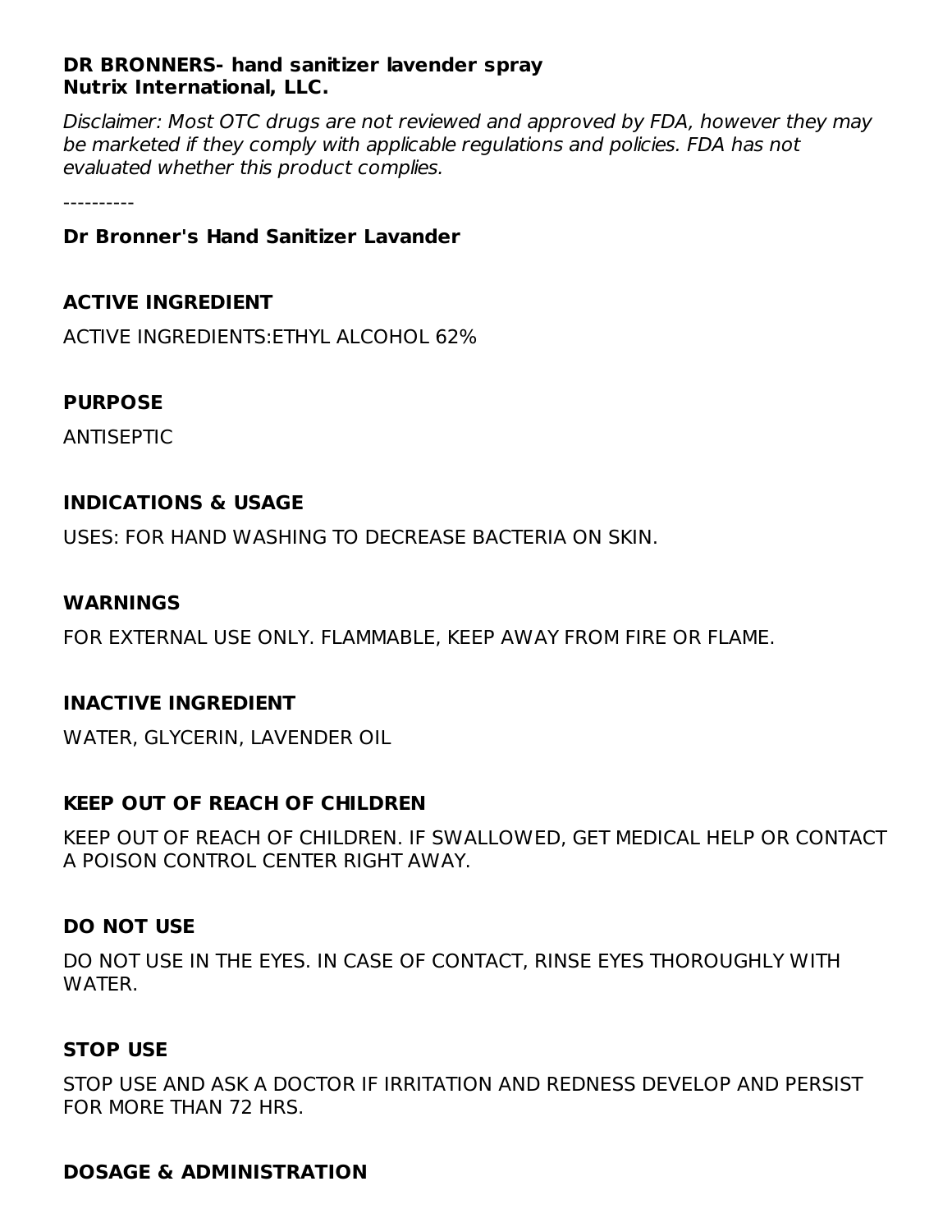**DR BRONNERS- hand sanitizer lavender spray**
**Nutrix International, LLC.**

*Disclaimer: Most OTC drugs are not reviewed and approved by FDA, however they may be marketed if they comply with applicable regulations and policies. FDA has not evaluated whether this product complies.*

----------

**Dr Bronner's Hand Sanitizer Lavander**

### ACTIVE INGREDIENT

ACTIVE INGREDIENTS:ETHYL ALCOHOL 62%

### PURPOSE

ANTISEPTIC

### INDICATIONS & USAGE

USES: FOR HAND WASHING TO DECREASE BACTERIA ON SKIN.

### WARNINGS

FOR EXTERNAL USE ONLY. FLAMMABLE, KEEP AWAY FROM FIRE OR FLAME.

### INACTIVE INGREDIENT

WATER, GLYCERIN, LAVENDER OIL

### KEEP OUT OF REACH OF CHILDREN

KEEP OUT OF REACH OF CHILDREN. IF SWALLOWED, GET MEDICAL HELP OR CONTACT A POISON CONTROL CENTER RIGHT AWAY.

### DO NOT USE

DO NOT USE IN THE EYES. IN CASE OF CONTACT, RINSE EYES THOROUGHLY WITH WATER.

### STOP USE

STOP USE AND ASK A DOCTOR IF IRRITATION AND REDNESS DEVELOP AND PERSIST FOR MORE THAN 72 HRS.

### DOSAGE & ADMINISTRATION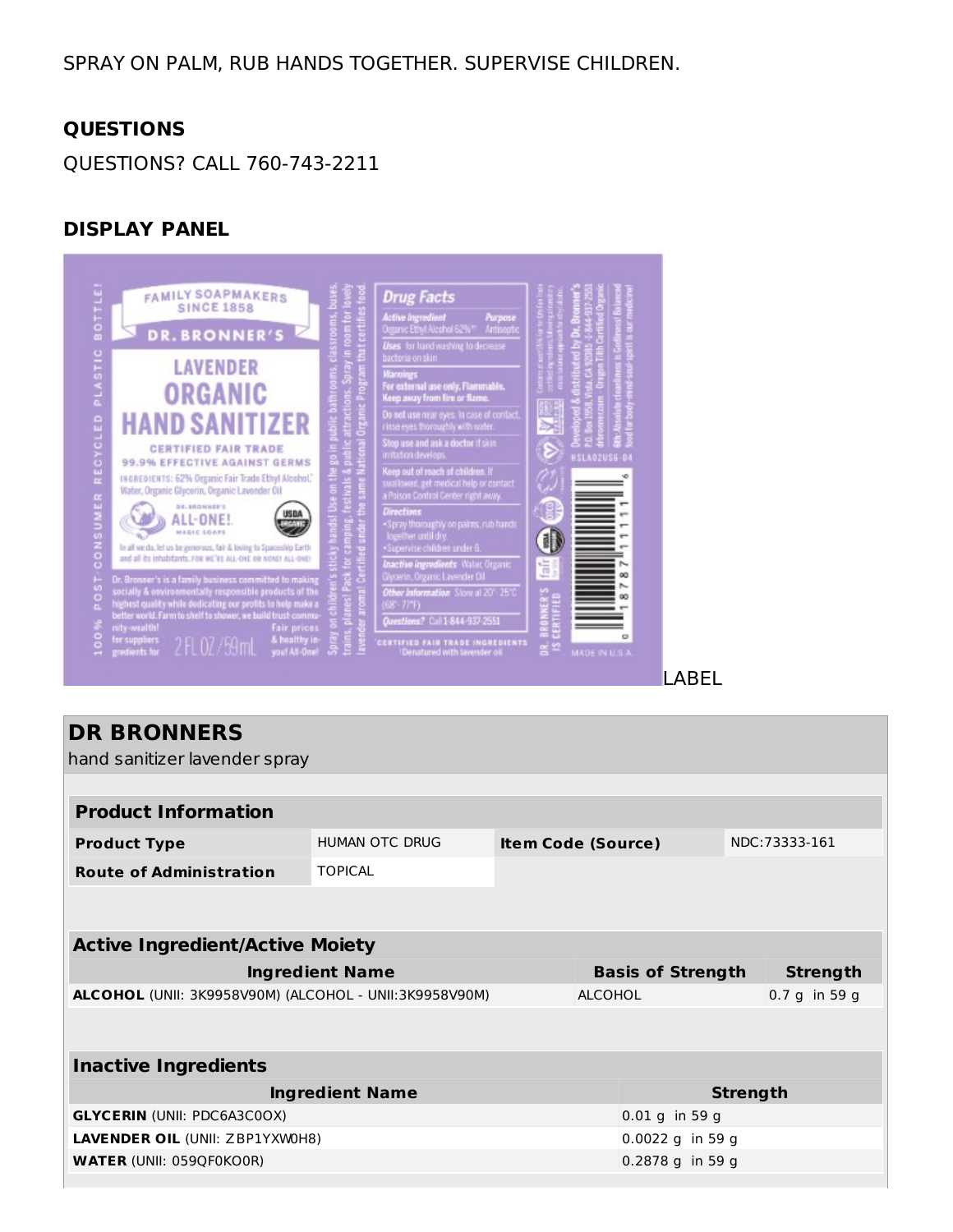SPRAY ON PALM, RUB HANDS TOGETHER. SUPERVISE CHILDREN.

## QUESTIONS

QUESTIONS? CALL 760-743-2211

## DISPLAY PANEL

LABEL

| DR BRONNERS<br>hand sanitizer lavender spray | | | |
|---|---|---|---|

| Product Information | | | |
|---|---|---|---|
| **Product Type** | HUMAN OTC DRUG | **Item Code (Source)** | NDC:73333-161 |
| **Route of Administration** | TOPICAL | | |

| Active Ingredient/Active Moiety | | |
|---|---|---|
| **Ingredient Name** | **Basis of Strength** | **Strength** |
| **ALCOHOL** (UNII: 3K9958V90M) (ALCOHOL - UNII:3K9958V90M) | ALCOHOL | 0.7 g in 59 g |

| Inactive Ingredients | |
|---|---|
| **Ingredient Name** | **Strength** |
| **GLYCERIN** (UNII: PDC6A3C0OX) | 0.01 g in 59 g |
| **LAVENDER OIL** (UNII: ZBP1YXW0H8) | 0.0022 g in 59 g |
| **WATER** (UNII: 059QF0KO0R) | 0.2878 g in 59 g |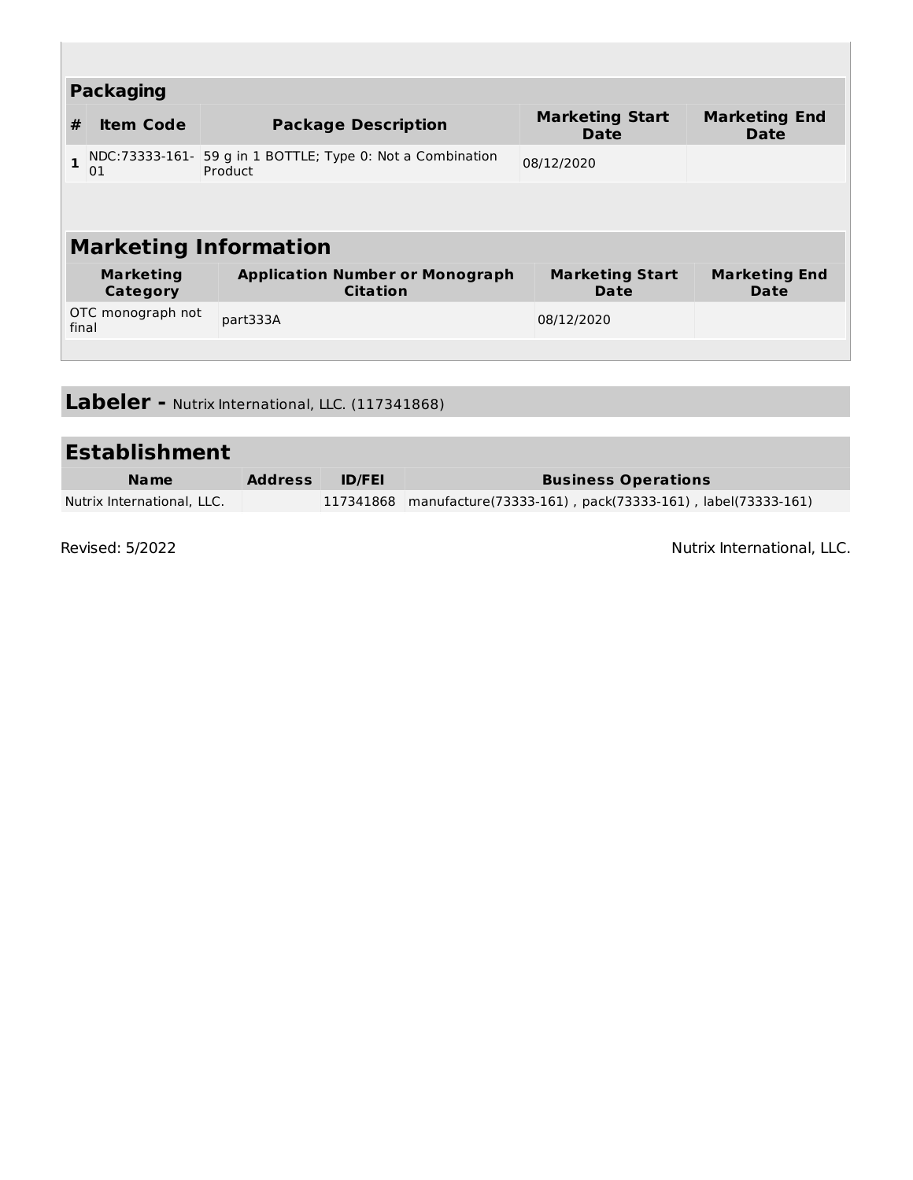## Packaging

| # | Item Code | Package Description | Marketing Start Date | Marketing End Date |
|---|---|---|---|---|
| 1 | NDC:73333-161-01 | 59 g in 1 BOTTLE; Type 0: Not a Combination Product | 08/12/2020 | |

## Marketing Information

| Marketing Category | Application Number or Monograph Citation | Marketing Start Date | Marketing End Date |
|---|---|---|---|
| OTC monograph not final | part333A | 08/12/2020 | |

## Labeler - Nutrix International, LLC. (117341868)

## Establishment

| Name | Address | ID/FEI | Business Operations |
|---|---|---|---|
| Nutrix International, LLC. | | 117341868 | manufacture(73333-161) , pack(73333-161) , label(73333-161) |

Revised: 5/2022

Nutrix International, LLC.